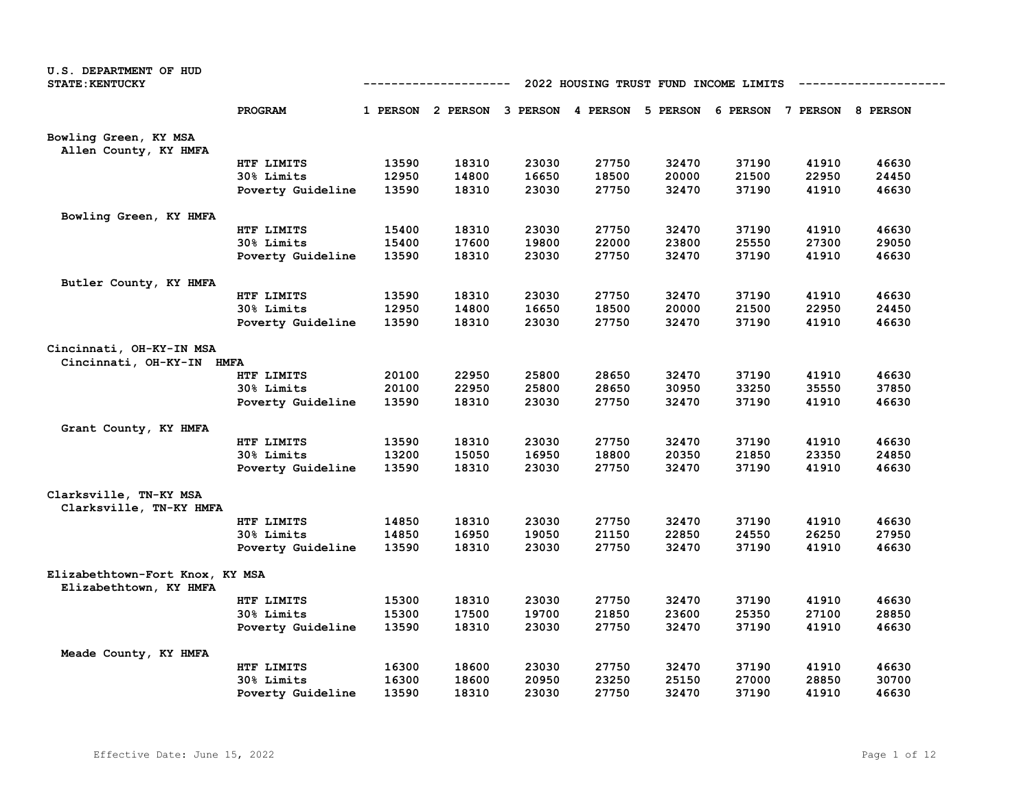U.S. DEPARTMENT OF HUD
STATE:KENTUCKY

## 2022 HOUSING TRUST FUND INCOME LIMITS

| | PROGRAM | 1 PERSON | 2 PERSON | 3 PERSON | 4 PERSON | 5 PERSON | 6 PERSON | 7 PERSON | 8 PERSON |
|---|---|---|---|---|---|---|---|---|---|
| **Bowling Green, KY MSA** | | | | | | | | | |
| Allen County, KY HMFA | | | | | | | | | |
| | HTF LIMITS | 13590 | 18310 | 23030 | 27750 | 32470 | 37190 | 41910 | 46630 |
| | 30% Limits | 12950 | 14800 | 16650 | 18500 | 20000 | 21500 | 22950 | 24450 |
| | Poverty Guideline | 13590 | 18310 | 23030 | 27750 | 32470 | 37190 | 41910 | 46630 |
| Bowling Green, KY HMFA | | | | | | | | | |
| | HTF LIMITS | 15400 | 18310 | 23030 | 27750 | 32470 | 37190 | 41910 | 46630 |
| | 30% Limits | 15400 | 17600 | 19800 | 22000 | 23800 | 25550 | 27300 | 29050 |
| | Poverty Guideline | 13590 | 18310 | 23030 | 27750 | 32470 | 37190 | 41910 | 46630 |
| Butler County, KY HMFA | | | | | | | | | |
| | HTF LIMITS | 13590 | 18310 | 23030 | 27750 | 32470 | 37190 | 41910 | 46630 |
| | 30% Limits | 12950 | 14800 | 16650 | 18500 | 20000 | 21500 | 22950 | 24450 |
| | Poverty Guideline | 13590 | 18310 | 23030 | 27750 | 32470 | 37190 | 41910 | 46630 |
| **Cincinnati, OH-KY-IN MSA** | | | | | | | | | |
| Cincinnati, OH-KY-IN HMFA | | | | | | | | | |
| | HTF LIMITS | 20100 | 22950 | 25800 | 28650 | 32470 | 37190 | 41910 | 46630 |
| | 30% Limits | 20100 | 22950 | 25800 | 28650 | 30950 | 33250 | 35550 | 37850 |
| | Poverty Guideline | 13590 | 18310 | 23030 | 27750 | 32470 | 37190 | 41910 | 46630 |
| Grant County, KY HMFA | | | | | | | | | |
| | HTF LIMITS | 13590 | 18310 | 23030 | 27750 | 32470 | 37190 | 41910 | 46630 |
| | 30% Limits | 13200 | 15050 | 16950 | 18800 | 20350 | 21850 | 23350 | 24850 |
| | Poverty Guideline | 13590 | 18310 | 23030 | 27750 | 32470 | 37190 | 41910 | 46630 |
| **Clarksville, TN-KY MSA** | | | | | | | | | |
| Clarksville, TN-KY HMFA | | | | | | | | | |
| | HTF LIMITS | 14850 | 18310 | 23030 | 27750 | 32470 | 37190 | 41910 | 46630 |
| | 30% Limits | 14850 | 16950 | 19050 | 21150 | 22850 | 24550 | 26250 | 27950 |
| | Poverty Guideline | 13590 | 18310 | 23030 | 27750 | 32470 | 37190 | 41910 | 46630 |
| **Elizabethtown-Fort Knox, KY MSA** | | | | | | | | | |
| Elizabethtown, KY HMFA | | | | | | | | | |
| | HTF LIMITS | 15300 | 18310 | 23030 | 27750 | 32470 | 37190 | 41910 | 46630 |
| | 30% Limits | 15300 | 17500 | 19700 | 21850 | 23600 | 25350 | 27100 | 28850 |
| | Poverty Guideline | 13590 | 18310 | 23030 | 27750 | 32470 | 37190 | 41910 | 46630 |
| Meade County, KY HMFA | | | | | | | | | |
| | HTF LIMITS | 16300 | 18600 | 23030 | 27750 | 32470 | 37190 | 41910 | 46630 |
| | 30% Limits | 16300 | 18600 | 20950 | 23250 | 25150 | 27000 | 28850 | 30700 |
| | Poverty Guideline | 13590 | 18310 | 23030 | 27750 | 32470 | 37190 | 41910 | 46630 |

Effective Date: June 15, 2022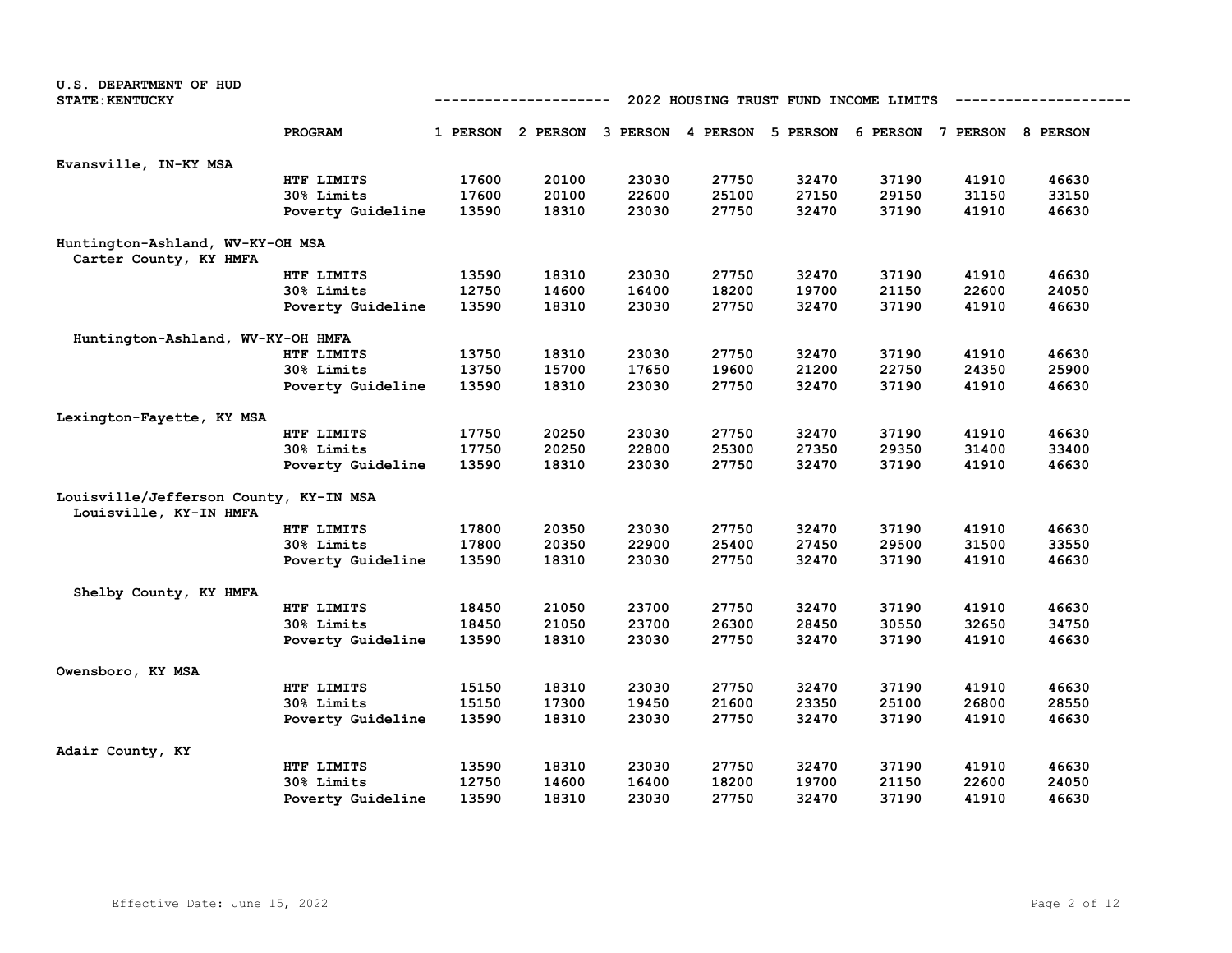U.S. DEPARTMENT OF HUD
STATE: KENTUCKY

## 2022 HOUSING TRUST FUND INCOME LIMITS

| Area | PROGRAM | 1 PERSON | 2 PERSON | 3 PERSON | 4 PERSON | 5 PERSON | 6 PERSON | 7 PERSON | 8 PERSON |
|---|---|---|---|---|---|---|---|---|---|
| **Evansville, IN-KY MSA** | | | | | | | | | |
| | HTF LIMITS | 17600 | 20100 | 23030 | 27750 | 32470 | 37190 | 41910 | 46630 |
| | 30% Limits | 17600 | 20100 | 22600 | 25100 | 27150 | 29150 | 31150 | 33150 |
| | Poverty Guideline | 13590 | 18310 | 23030 | 27750 | 32470 | 37190 | 41910 | 46630 |
| **Huntington-Ashland, WV-KY-OH MSA** | | | | | | | | | |
| Carter County, KY HMFA | | | | | | | | | |
| | HTF LIMITS | 13590 | 18310 | 23030 | 27750 | 32470 | 37190 | 41910 | 46630 |
| | 30% Limits | 12750 | 14600 | 16400 | 18200 | 19700 | 21150 | 22600 | 24050 |
| | Poverty Guideline | 13590 | 18310 | 23030 | 27750 | 32470 | 37190 | 41910 | 46630 |
| Huntington-Ashland, WV-KY-OH HMFA | | | | | | | | | |
| | HTF LIMITS | 13750 | 18310 | 23030 | 27750 | 32470 | 37190 | 41910 | 46630 |
| | 30% Limits | 13750 | 15700 | 17650 | 19600 | 21200 | 22750 | 24350 | 25900 |
| | Poverty Guideline | 13590 | 18310 | 23030 | 27750 | 32470 | 37190 | 41910 | 46630 |
| **Lexington-Fayette, KY MSA** | | | | | | | | | |
| | HTF LIMITS | 17750 | 20250 | 23030 | 27750 | 32470 | 37190 | 41910 | 46630 |
| | 30% Limits | 17750 | 20250 | 22800 | 25300 | 27350 | 29350 | 31400 | 33400 |
| | Poverty Guideline | 13590 | 18310 | 23030 | 27750 | 32470 | 37190 | 41910 | 46630 |
| **Louisville/Jefferson County, KY-IN MSA** | | | | | | | | | |
| Louisville, KY-IN HMFA | | | | | | | | | |
| | HTF LIMITS | 17800 | 20350 | 23030 | 27750 | 32470 | 37190 | 41910 | 46630 |
| | 30% Limits | 17800 | 20350 | 22900 | 25400 | 27450 | 29500 | 31500 | 33550 |
| | Poverty Guideline | 13590 | 18310 | 23030 | 27750 | 32470 | 37190 | 41910 | 46630 |
| Shelby County, KY HMFA | | | | | | | | | |
| | HTF LIMITS | 18450 | 21050 | 23700 | 27750 | 32470 | 37190 | 41910 | 46630 |
| | 30% Limits | 18450 | 21050 | 23700 | 26300 | 28450 | 30550 | 32650 | 34750 |
| | Poverty Guideline | 13590 | 18310 | 23030 | 27750 | 32470 | 37190 | 41910 | 46630 |
| **Owensboro, KY MSA** | | | | | | | | | |
| | HTF LIMITS | 15150 | 18310 | 23030 | 27750 | 32470 | 37190 | 41910 | 46630 |
| | 30% Limits | 15150 | 17300 | 19450 | 21600 | 23350 | 25100 | 26800 | 28550 |
| | Poverty Guideline | 13590 | 18310 | 23030 | 27750 | 32470 | 37190 | 41910 | 46630 |
| **Adair County, KY** | | | | | | | | | |
| | HTF LIMITS | 13590 | 18310 | 23030 | 27750 | 32470 | 37190 | 41910 | 46630 |
| | 30% Limits | 12750 | 14600 | 16400 | 18200 | 19700 | 21150 | 22600 | 24050 |
| | Poverty Guideline | 13590 | 18310 | 23030 | 27750 | 32470 | 37190 | 41910 | 46630 |

Effective Date: June 15, 2022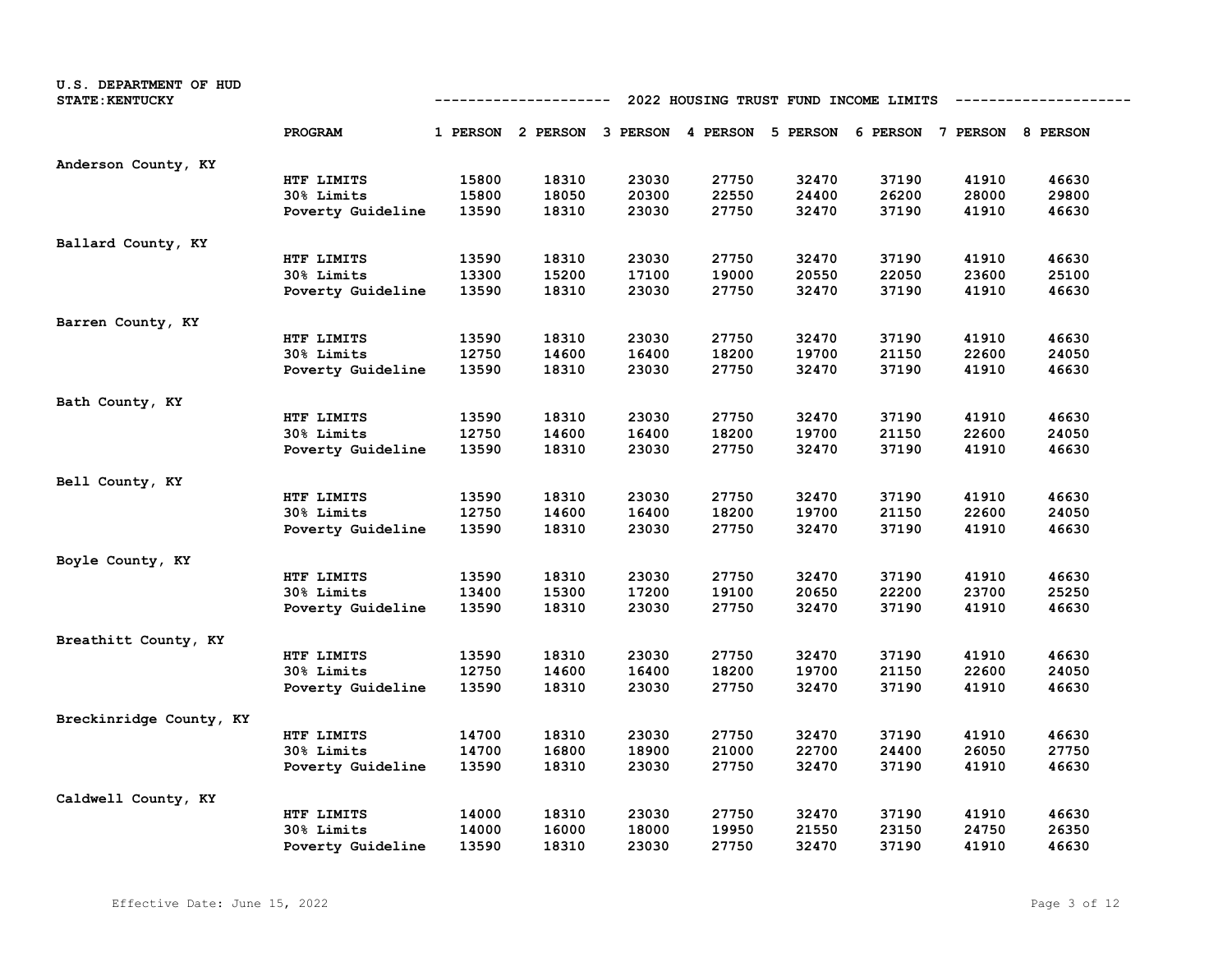U.S. DEPARTMENT OF HUD
STATE: KENTUCKY

## 2022 HOUSING TRUST FUND INCOME LIMITS

| | PROGRAM | 1 PERSON | 2 PERSON | 3 PERSON | 4 PERSON | 5 PERSON | 6 PERSON | 7 PERSON | 8 PERSON |
|---|---|---|---|---|---|---|---|---|---|
| Anderson County, KY | | | | | | | | | |
| | HTF LIMITS | 15800 | 18310 | 23030 | 27750 | 32470 | 37190 | 41910 | 46630 |
| | 30% Limits | 15800 | 18050 | 20300 | 22550 | 24400 | 26200 | 28000 | 29800 |
| | Poverty Guideline | 13590 | 18310 | 23030 | 27750 | 32470 | 37190 | 41910 | 46630 |
| Ballard County, KY | | | | | | | | | |
| | HTF LIMITS | 13590 | 18310 | 23030 | 27750 | 32470 | 37190 | 41910 | 46630 |
| | 30% Limits | 13300 | 15200 | 17100 | 19000 | 20550 | 22050 | 23600 | 25100 |
| | Poverty Guideline | 13590 | 18310 | 23030 | 27750 | 32470 | 37190 | 41910 | 46630 |
| Barren County, KY | | | | | | | | | |
| | HTF LIMITS | 13590 | 18310 | 23030 | 27750 | 32470 | 37190 | 41910 | 46630 |
| | 30% Limits | 12750 | 14600 | 16400 | 18200 | 19700 | 21150 | 22600 | 24050 |
| | Poverty Guideline | 13590 | 18310 | 23030 | 27750 | 32470 | 37190 | 41910 | 46630 |
| Bath County, KY | | | | | | | | | |
| | HTF LIMITS | 13590 | 18310 | 23030 | 27750 | 32470 | 37190 | 41910 | 46630 |
| | 30% Limits | 12750 | 14600 | 16400 | 18200 | 19700 | 21150 | 22600 | 24050 |
| | Poverty Guideline | 13590 | 18310 | 23030 | 27750 | 32470 | 37190 | 41910 | 46630 |
| Bell County, KY | | | | | | | | | |
| | HTF LIMITS | 13590 | 18310 | 23030 | 27750 | 32470 | 37190 | 41910 | 46630 |
| | 30% Limits | 12750 | 14600 | 16400 | 18200 | 19700 | 21150 | 22600 | 24050 |
| | Poverty Guideline | 13590 | 18310 | 23030 | 27750 | 32470 | 37190 | 41910 | 46630 |
| Boyle County, KY | | | | | | | | | |
| | HTF LIMITS | 13590 | 18310 | 23030 | 27750 | 32470 | 37190 | 41910 | 46630 |
| | 30% Limits | 13400 | 15300 | 17200 | 19100 | 20650 | 22200 | 23700 | 25250 |
| | Poverty Guideline | 13590 | 18310 | 23030 | 27750 | 32470 | 37190 | 41910 | 46630 |
| Breathitt County, KY | | | | | | | | | |
| | HTF LIMITS | 13590 | 18310 | 23030 | 27750 | 32470 | 37190 | 41910 | 46630 |
| | 30% Limits | 12750 | 14600 | 16400 | 18200 | 19700 | 21150 | 22600 | 24050 |
| | Poverty Guideline | 13590 | 18310 | 23030 | 27750 | 32470 | 37190 | 41910 | 46630 |
| Breckinridge County, KY | | | | | | | | | |
| | HTF LIMITS | 14700 | 18310 | 23030 | 27750 | 32470 | 37190 | 41910 | 46630 |
| | 30% Limits | 14700 | 16800 | 18900 | 21000 | 22700 | 24400 | 26050 | 27750 |
| | Poverty Guideline | 13590 | 18310 | 23030 | 27750 | 32470 | 37190 | 41910 | 46630 |
| Caldwell County, KY | | | | | | | | | |
| | HTF LIMITS | 14000 | 18310 | 23030 | 27750 | 32470 | 37190 | 41910 | 46630 |
| | 30% Limits | 14000 | 16000 | 18000 | 19950 | 21550 | 23150 | 24750 | 26350 |
| | Poverty Guideline | 13590 | 18310 | 23030 | 27750 | 32470 | 37190 | 41910 | 46630 |

Effective Date: June 15, 2022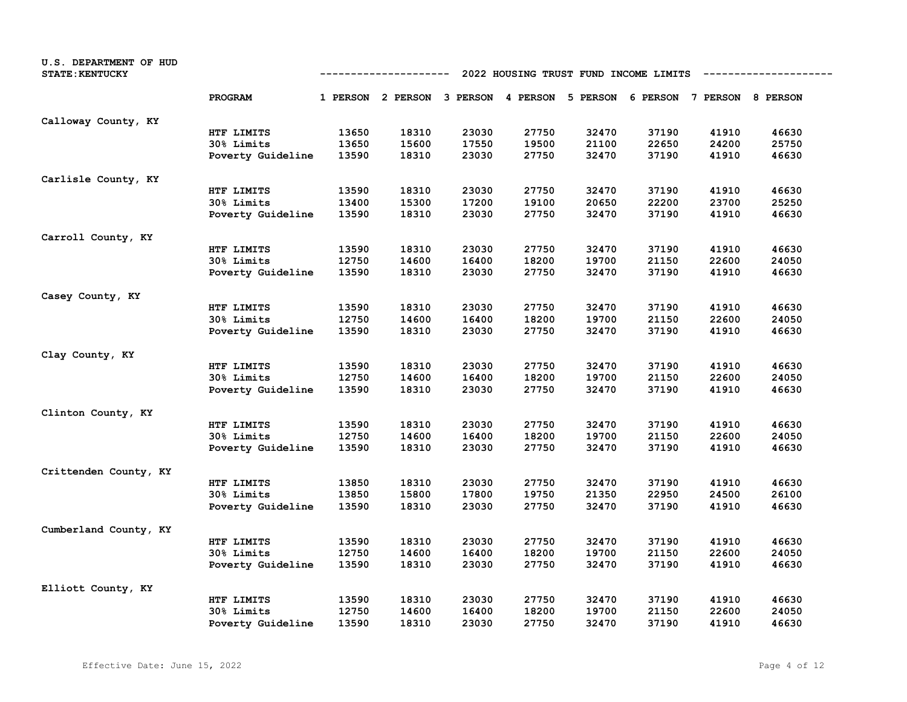U.S. DEPARTMENT OF HUD
STATE: KENTUCKY

## 2022 HOUSING TRUST FUND INCOME LIMITS

| | PROGRAM | 1 PERSON | 2 PERSON | 3 PERSON | 4 PERSON | 5 PERSON | 6 PERSON | 7 PERSON | 8 PERSON |
|---|---|---|---|---|---|---|---|---|---|
| Calloway County, KY | | | | | | | | | |
| | HTF LIMITS | 13650 | 18310 | 23030 | 27750 | 32470 | 37190 | 41910 | 46630 |
| | 30% Limits | 13650 | 15600 | 17550 | 19500 | 21100 | 22650 | 24200 | 25750 |
| | Poverty Guideline | 13590 | 18310 | 23030 | 27750 | 32470 | 37190 | 41910 | 46630 |
| Carlisle County, KY | | | | | | | | | |
| | HTF LIMITS | 13590 | 18310 | 23030 | 27750 | 32470 | 37190 | 41910 | 46630 |
| | 30% Limits | 13400 | 15300 | 17200 | 19100 | 20650 | 22200 | 23700 | 25250 |
| | Poverty Guideline | 13590 | 18310 | 23030 | 27750 | 32470 | 37190 | 41910 | 46630 |
| Carroll County, KY | | | | | | | | | |
| | HTF LIMITS | 13590 | 18310 | 23030 | 27750 | 32470 | 37190 | 41910 | 46630 |
| | 30% Limits | 12750 | 14600 | 16400 | 18200 | 19700 | 21150 | 22600 | 24050 |
| | Poverty Guideline | 13590 | 18310 | 23030 | 27750 | 32470 | 37190 | 41910 | 46630 |
| Casey County, KY | | | | | | | | | |
| | HTF LIMITS | 13590 | 18310 | 23030 | 27750 | 32470 | 37190 | 41910 | 46630 |
| | 30% Limits | 12750 | 14600 | 16400 | 18200 | 19700 | 21150 | 22600 | 24050 |
| | Poverty Guideline | 13590 | 18310 | 23030 | 27750 | 32470 | 37190 | 41910 | 46630 |
| Clay County, KY | | | | | | | | | |
| | HTF LIMITS | 13590 | 18310 | 23030 | 27750 | 32470 | 37190 | 41910 | 46630 |
| | 30% Limits | 12750 | 14600 | 16400 | 18200 | 19700 | 21150 | 22600 | 24050 |
| | Poverty Guideline | 13590 | 18310 | 23030 | 27750 | 32470 | 37190 | 41910 | 46630 |
| Clinton County, KY | | | | | | | | | |
| | HTF LIMITS | 13590 | 18310 | 23030 | 27750 | 32470 | 37190 | 41910 | 46630 |
| | 30% Limits | 12750 | 14600 | 16400 | 18200 | 19700 | 21150 | 22600 | 24050 |
| | Poverty Guideline | 13590 | 18310 | 23030 | 27750 | 32470 | 37190 | 41910 | 46630 |
| Crittenden County, KY | | | | | | | | | |
| | HTF LIMITS | 13850 | 18310 | 23030 | 27750 | 32470 | 37190 | 41910 | 46630 |
| | 30% Limits | 13850 | 15800 | 17800 | 19750 | 21350 | 22950 | 24500 | 26100 |
| | Poverty Guideline | 13590 | 18310 | 23030 | 27750 | 32470 | 37190 | 41910 | 46630 |
| Cumberland County, KY | | | | | | | | | |
| | HTF LIMITS | 13590 | 18310 | 23030 | 27750 | 32470 | 37190 | 41910 | 46630 |
| | 30% Limits | 12750 | 14600 | 16400 | 18200 | 19700 | 21150 | 22600 | 24050 |
| | Poverty Guideline | 13590 | 18310 | 23030 | 27750 | 32470 | 37190 | 41910 | 46630 |
| Elliott County, KY | | | | | | | | | |
| | HTF LIMITS | 13590 | 18310 | 23030 | 27750 | 32470 | 37190 | 41910 | 46630 |
| | 30% Limits | 12750 | 14600 | 16400 | 18200 | 19700 | 21150 | 22600 | 24050 |
| | Poverty Guideline | 13590 | 18310 | 23030 | 27750 | 32470 | 37190 | 41910 | 46630 |

Effective Date: June 15, 2022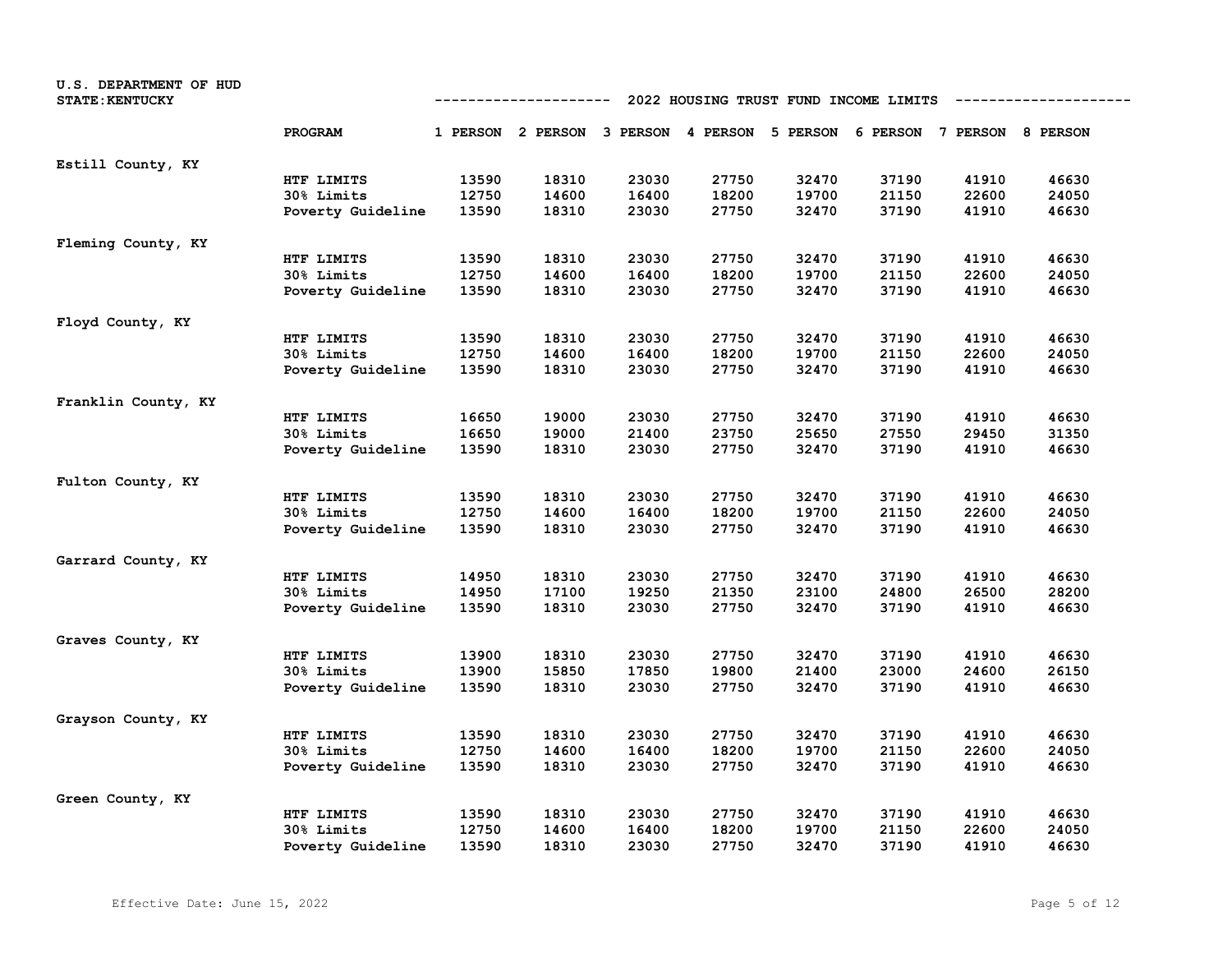U.S. DEPARTMENT OF HUD
STATE: KENTUCKY

## 2022 HOUSING TRUST FUND INCOME LIMITS

| | PROGRAM | 1 PERSON | 2 PERSON | 3 PERSON | 4 PERSON | 5 PERSON | 6 PERSON | 7 PERSON | 8 PERSON |
|---|---|---|---|---|---|---|---|---|---|
| Estill County, KY | | | | | | | | | |
| | HTF LIMITS | 13590 | 18310 | 23030 | 27750 | 32470 | 37190 | 41910 | 46630 |
| | 30% Limits | 12750 | 14600 | 16400 | 18200 | 19700 | 21150 | 22600 | 24050 |
| | Poverty Guideline | 13590 | 18310 | 23030 | 27750 | 32470 | 37190 | 41910 | 46630 |
| Fleming County, KY | | | | | | | | | |
| | HTF LIMITS | 13590 | 18310 | 23030 | 27750 | 32470 | 37190 | 41910 | 46630 |
| | 30% Limits | 12750 | 14600 | 16400 | 18200 | 19700 | 21150 | 22600 | 24050 |
| | Poverty Guideline | 13590 | 18310 | 23030 | 27750 | 32470 | 37190 | 41910 | 46630 |
| Floyd County, KY | | | | | | | | | |
| | HTF LIMITS | 13590 | 18310 | 23030 | 27750 | 32470 | 37190 | 41910 | 46630 |
| | 30% Limits | 12750 | 14600 | 16400 | 18200 | 19700 | 21150 | 22600 | 24050 |
| | Poverty Guideline | 13590 | 18310 | 23030 | 27750 | 32470 | 37190 | 41910 | 46630 |
| Franklin County, KY | | | | | | | | | |
| | HTF LIMITS | 16650 | 19000 | 23030 | 27750 | 32470 | 37190 | 41910 | 46630 |
| | 30% Limits | 16650 | 19000 | 21400 | 23750 | 25650 | 27550 | 29450 | 31350 |
| | Poverty Guideline | 13590 | 18310 | 23030 | 27750 | 32470 | 37190 | 41910 | 46630 |
| Fulton County, KY | | | | | | | | | |
| | HTF LIMITS | 13590 | 18310 | 23030 | 27750 | 32470 | 37190 | 41910 | 46630 |
| | 30% Limits | 12750 | 14600 | 16400 | 18200 | 19700 | 21150 | 22600 | 24050 |
| | Poverty Guideline | 13590 | 18310 | 23030 | 27750 | 32470 | 37190 | 41910 | 46630 |
| Garrard County, KY | | | | | | | | | |
| | HTF LIMITS | 14950 | 18310 | 23030 | 27750 | 32470 | 37190 | 41910 | 46630 |
| | 30% Limits | 14950 | 17100 | 19250 | 21350 | 23100 | 24800 | 26500 | 28200 |
| | Poverty Guideline | 13590 | 18310 | 23030 | 27750 | 32470 | 37190 | 41910 | 46630 |
| Graves County, KY | | | | | | | | | |
| | HTF LIMITS | 13900 | 18310 | 23030 | 27750 | 32470 | 37190 | 41910 | 46630 |
| | 30% Limits | 13900 | 15850 | 17850 | 19800 | 21400 | 23000 | 24600 | 26150 |
| | Poverty Guideline | 13590 | 18310 | 23030 | 27750 | 32470 | 37190 | 41910 | 46630 |
| Grayson County, KY | | | | | | | | | |
| | HTF LIMITS | 13590 | 18310 | 23030 | 27750 | 32470 | 37190 | 41910 | 46630 |
| | 30% Limits | 12750 | 14600 | 16400 | 18200 | 19700 | 21150 | 22600 | 24050 |
| | Poverty Guideline | 13590 | 18310 | 23030 | 27750 | 32470 | 37190 | 41910 | 46630 |
| Green County, KY | | | | | | | | | |
| | HTF LIMITS | 13590 | 18310 | 23030 | 27750 | 32470 | 37190 | 41910 | 46630 |
| | 30% Limits | 12750 | 14600 | 16400 | 18200 | 19700 | 21150 | 22600 | 24050 |
| | Poverty Guideline | 13590 | 18310 | 23030 | 27750 | 32470 | 37190 | 41910 | 46630 |

Effective Date: June 15, 2022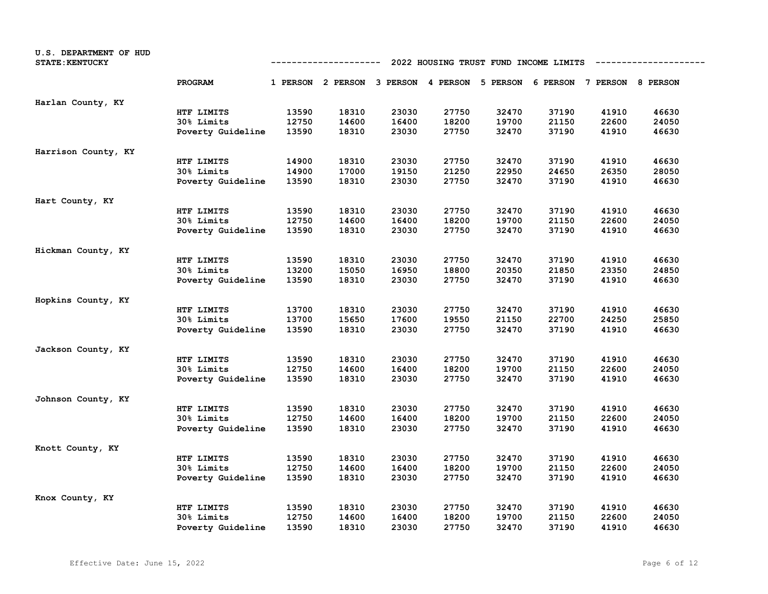U.S. DEPARTMENT OF HUD
STATE: KENTUCKY

## 2022 HOUSING TRUST FUND INCOME LIMITS

| | PROGRAM | 1 PERSON | 2 PERSON | 3 PERSON | 4 PERSON | 5 PERSON | 6 PERSON | 7 PERSON | 8 PERSON |
|---|---|---|---|---|---|---|---|---|---|
| Harlan County, KY | | | | | | | | | |
| | HTF LIMITS | 13590 | 18310 | 23030 | 27750 | 32470 | 37190 | 41910 | 46630 |
| | 30% Limits | 12750 | 14600 | 16400 | 18200 | 19700 | 21150 | 22600 | 24050 |
| | Poverty Guideline | 13590 | 18310 | 23030 | 27750 | 32470 | 37190 | 41910 | 46630 |
| Harrison County, KY | | | | | | | | | |
| | HTF LIMITS | 14900 | 18310 | 23030 | 27750 | 32470 | 37190 | 41910 | 46630 |
| | 30% Limits | 14900 | 17000 | 19150 | 21250 | 22950 | 24650 | 26350 | 28050 |
| | Poverty Guideline | 13590 | 18310 | 23030 | 27750 | 32470 | 37190 | 41910 | 46630 |
| Hart County, KY | | | | | | | | | |
| | HTF LIMITS | 13590 | 18310 | 23030 | 27750 | 32470 | 37190 | 41910 | 46630 |
| | 30% Limits | 12750 | 14600 | 16400 | 18200 | 19700 | 21150 | 22600 | 24050 |
| | Poverty Guideline | 13590 | 18310 | 23030 | 27750 | 32470 | 37190 | 41910 | 46630 |
| Hickman County, KY | | | | | | | | | |
| | HTF LIMITS | 13590 | 18310 | 23030 | 27750 | 32470 | 37190 | 41910 | 46630 |
| | 30% Limits | 13200 | 15050 | 16950 | 18800 | 20350 | 21850 | 23350 | 24850 |
| | Poverty Guideline | 13590 | 18310 | 23030 | 27750 | 32470 | 37190 | 41910 | 46630 |
| Hopkins County, KY | | | | | | | | | |
| | HTF LIMITS | 13700 | 18310 | 23030 | 27750 | 32470 | 37190 | 41910 | 46630 |
| | 30% Limits | 13700 | 15650 | 17600 | 19550 | 21150 | 22700 | 24250 | 25850 |
| | Poverty Guideline | 13590 | 18310 | 23030 | 27750 | 32470 | 37190 | 41910 | 46630 |
| Jackson County, KY | | | | | | | | | |
| | HTF LIMITS | 13590 | 18310 | 23030 | 27750 | 32470 | 37190 | 41910 | 46630 |
| | 30% Limits | 12750 | 14600 | 16400 | 18200 | 19700 | 21150 | 22600 | 24050 |
| | Poverty Guideline | 13590 | 18310 | 23030 | 27750 | 32470 | 37190 | 41910 | 46630 |
| Johnson County, KY | | | | | | | | | |
| | HTF LIMITS | 13590 | 18310 | 23030 | 27750 | 32470 | 37190 | 41910 | 46630 |
| | 30% Limits | 12750 | 14600 | 16400 | 18200 | 19700 | 21150 | 22600 | 24050 |
| | Poverty Guideline | 13590 | 18310 | 23030 | 27750 | 32470 | 37190 | 41910 | 46630 |
| Knott County, KY | | | | | | | | | |
| | HTF LIMITS | 13590 | 18310 | 23030 | 27750 | 32470 | 37190 | 41910 | 46630 |
| | 30% Limits | 12750 | 14600 | 16400 | 18200 | 19700 | 21150 | 22600 | 24050 |
| | Poverty Guideline | 13590 | 18310 | 23030 | 27750 | 32470 | 37190 | 41910 | 46630 |
| Knox County, KY | | | | | | | | | |
| | HTF LIMITS | 13590 | 18310 | 23030 | 27750 | 32470 | 37190 | 41910 | 46630 |
| | 30% Limits | 12750 | 14600 | 16400 | 18200 | 19700 | 21150 | 22600 | 24050 |
| | Poverty Guideline | 13590 | 18310 | 23030 | 27750 | 32470 | 37190 | 41910 | 46630 |

Effective Date: June 15, 2022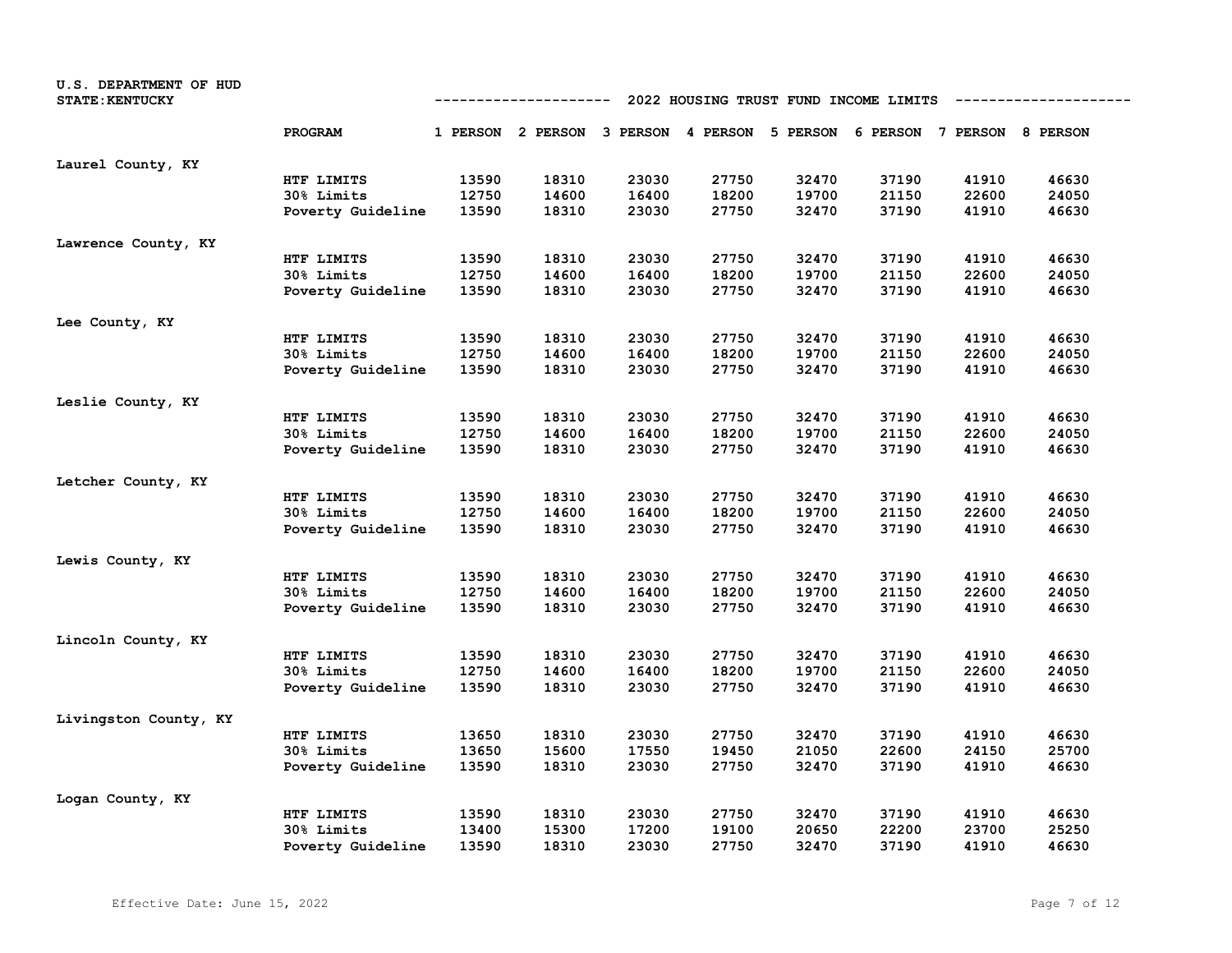U.S. DEPARTMENT OF HUD
STATE:KENTUCKY

## 2022 HOUSING TRUST FUND INCOME LIMITS

| | PROGRAM | 1 PERSON | 2 PERSON | 3 PERSON | 4 PERSON | 5 PERSON | 6 PERSON | 7 PERSON | 8 PERSON |
|---|---|---|---|---|---|---|---|---|---|
| Laurel County, KY | | | | | | | | | |
| | HTF LIMITS | 13590 | 18310 | 23030 | 27750 | 32470 | 37190 | 41910 | 46630 |
| | 30% Limits | 12750 | 14600 | 16400 | 18200 | 19700 | 21150 | 22600 | 24050 |
| | Poverty Guideline | 13590 | 18310 | 23030 | 27750 | 32470 | 37190 | 41910 | 46630 |
| Lawrence County, KY | | | | | | | | | |
| | HTF LIMITS | 13590 | 18310 | 23030 | 27750 | 32470 | 37190 | 41910 | 46630 |
| | 30% Limits | 12750 | 14600 | 16400 | 18200 | 19700 | 21150 | 22600 | 24050 |
| | Poverty Guideline | 13590 | 18310 | 23030 | 27750 | 32470 | 37190 | 41910 | 46630 |
| Lee County, KY | | | | | | | | | |
| | HTF LIMITS | 13590 | 18310 | 23030 | 27750 | 32470 | 37190 | 41910 | 46630 |
| | 30% Limits | 12750 | 14600 | 16400 | 18200 | 19700 | 21150 | 22600 | 24050 |
| | Poverty Guideline | 13590 | 18310 | 23030 | 27750 | 32470 | 37190 | 41910 | 46630 |
| Leslie County, KY | | | | | | | | | |
| | HTF LIMITS | 13590 | 18310 | 23030 | 27750 | 32470 | 37190 | 41910 | 46630 |
| | 30% Limits | 12750 | 14600 | 16400 | 18200 | 19700 | 21150 | 22600 | 24050 |
| | Poverty Guideline | 13590 | 18310 | 23030 | 27750 | 32470 | 37190 | 41910 | 46630 |
| Letcher County, KY | | | | | | | | | |
| | HTF LIMITS | 13590 | 18310 | 23030 | 27750 | 32470 | 37190 | 41910 | 46630 |
| | 30% Limits | 12750 | 14600 | 16400 | 18200 | 19700 | 21150 | 22600 | 24050 |
| | Poverty Guideline | 13590 | 18310 | 23030 | 27750 | 32470 | 37190 | 41910 | 46630 |
| Lewis County, KY | | | | | | | | | |
| | HTF LIMITS | 13590 | 18310 | 23030 | 27750 | 32470 | 37190 | 41910 | 46630 |
| | 30% Limits | 12750 | 14600 | 16400 | 18200 | 19700 | 21150 | 22600 | 24050 |
| | Poverty Guideline | 13590 | 18310 | 23030 | 27750 | 32470 | 37190 | 41910 | 46630 |
| Lincoln County, KY | | | | | | | | | |
| | HTF LIMITS | 13590 | 18310 | 23030 | 27750 | 32470 | 37190 | 41910 | 46630 |
| | 30% Limits | 12750 | 14600 | 16400 | 18200 | 19700 | 21150 | 22600 | 24050 |
| | Poverty Guideline | 13590 | 18310 | 23030 | 27750 | 32470 | 37190 | 41910 | 46630 |
| Livingston County, KY | | | | | | | | | |
| | HTF LIMITS | 13650 | 18310 | 23030 | 27750 | 32470 | 37190 | 41910 | 46630 |
| | 30% Limits | 13650 | 15600 | 17550 | 19450 | 21050 | 22600 | 24150 | 25700 |
| | Poverty Guideline | 13590 | 18310 | 23030 | 27750 | 32470 | 37190 | 41910 | 46630 |
| Logan County, KY | | | | | | | | | |
| | HTF LIMITS | 13590 | 18310 | 23030 | 27750 | 32470 | 37190 | 41910 | 46630 |
| | 30% Limits | 13400 | 15300 | 17200 | 19100 | 20650 | 22200 | 23700 | 25250 |
| | Poverty Guideline | 13590 | 18310 | 23030 | 27750 | 32470 | 37190 | 41910 | 46630 |

Effective Date: June 15, 2022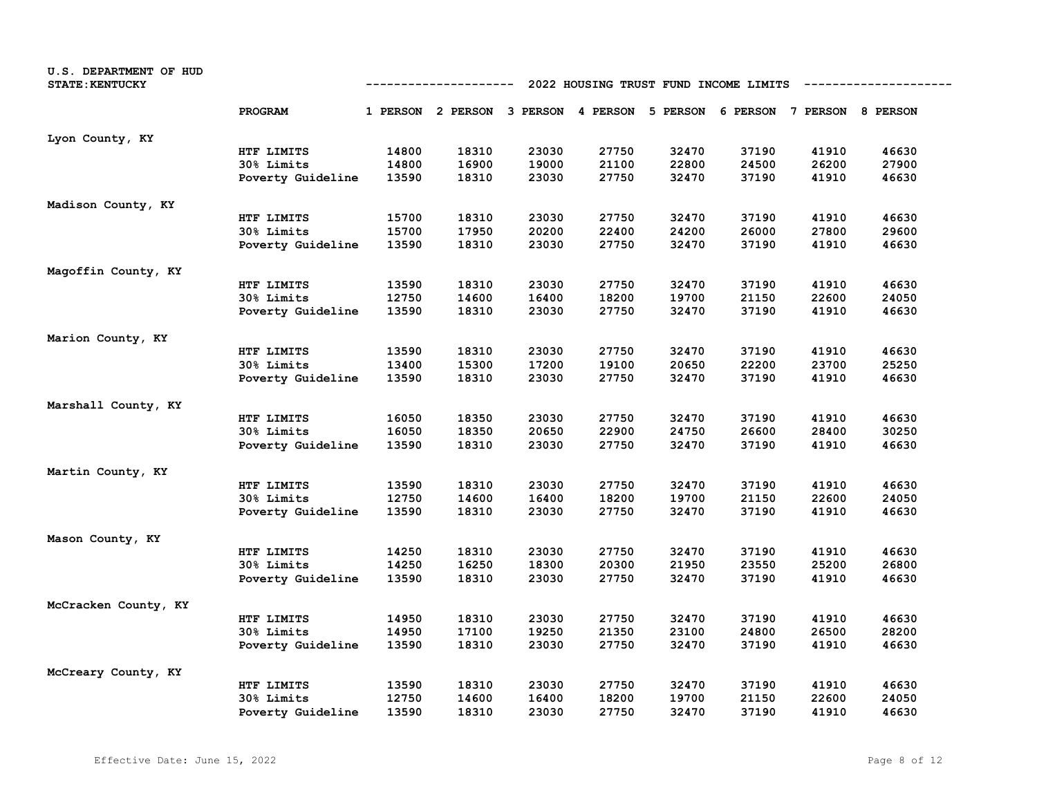U.S. DEPARTMENT OF HUD
STATE:KENTUCKY

## 2022 HOUSING TRUST FUND INCOME LIMITS

| | PROGRAM | 1 PERSON | 2 PERSON | 3 PERSON | 4 PERSON | 5 PERSON | 6 PERSON | 7 PERSON | 8 PERSON |
|---|---|---|---|---|---|---|---|---|---|
| Lyon County, KY | | | | | | | | | |
| | HTF LIMITS | 14800 | 18310 | 23030 | 27750 | 32470 | 37190 | 41910 | 46630 |
| | 30% Limits | 14800 | 16900 | 19000 | 21100 | 22800 | 24500 | 26200 | 27900 |
| | Poverty Guideline | 13590 | 18310 | 23030 | 27750 | 32470 | 37190 | 41910 | 46630 |
| Madison County, KY | | | | | | | | | |
| | HTF LIMITS | 15700 | 18310 | 23030 | 27750 | 32470 | 37190 | 41910 | 46630 |
| | 30% Limits | 15700 | 17950 | 20200 | 22400 | 24200 | 26000 | 27800 | 29600 |
| | Poverty Guideline | 13590 | 18310 | 23030 | 27750 | 32470 | 37190 | 41910 | 46630 |
| Magoffin County, KY | | | | | | | | | |
| | HTF LIMITS | 13590 | 18310 | 23030 | 27750 | 32470 | 37190 | 41910 | 46630 |
| | 30% Limits | 12750 | 14600 | 16400 | 18200 | 19700 | 21150 | 22600 | 24050 |
| | Poverty Guideline | 13590 | 18310 | 23030 | 27750 | 32470 | 37190 | 41910 | 46630 |
| Marion County, KY | | | | | | | | | |
| | HTF LIMITS | 13590 | 18310 | 23030 | 27750 | 32470 | 37190 | 41910 | 46630 |
| | 30% Limits | 13400 | 15300 | 17200 | 19100 | 20650 | 22200 | 23700 | 25250 |
| | Poverty Guideline | 13590 | 18310 | 23030 | 27750 | 32470 | 37190 | 41910 | 46630 |
| Marshall County, KY | | | | | | | | | |
| | HTF LIMITS | 16050 | 18350 | 23030 | 27750 | 32470 | 37190 | 41910 | 46630 |
| | 30% Limits | 16050 | 18350 | 20650 | 22900 | 24750 | 26600 | 28400 | 30250 |
| | Poverty Guideline | 13590 | 18310 | 23030 | 27750 | 32470 | 37190 | 41910 | 46630 |
| Martin County, KY | | | | | | | | | |
| | HTF LIMITS | 13590 | 18310 | 23030 | 27750 | 32470 | 37190 | 41910 | 46630 |
| | 30% Limits | 12750 | 14600 | 16400 | 18200 | 19700 | 21150 | 22600 | 24050 |
| | Poverty Guideline | 13590 | 18310 | 23030 | 27750 | 32470 | 37190 | 41910 | 46630 |
| Mason County, KY | | | | | | | | | |
| | HTF LIMITS | 14250 | 18310 | 23030 | 27750 | 32470 | 37190 | 41910 | 46630 |
| | 30% Limits | 14250 | 16250 | 18300 | 20300 | 21950 | 23550 | 25200 | 26800 |
| | Poverty Guideline | 13590 | 18310 | 23030 | 27750 | 32470 | 37190 | 41910 | 46630 |
| McCracken County, KY | | | | | | | | | |
| | HTF LIMITS | 14950 | 18310 | 23030 | 27750 | 32470 | 37190 | 41910 | 46630 |
| | 30% Limits | 14950 | 17100 | 19250 | 21350 | 23100 | 24800 | 26500 | 28200 |
| | Poverty Guideline | 13590 | 18310 | 23030 | 27750 | 32470 | 37190 | 41910 | 46630 |
| McCreary County, KY | | | | | | | | | |
| | HTF LIMITS | 13590 | 18310 | 23030 | 27750 | 32470 | 37190 | 41910 | 46630 |
| | 30% Limits | 12750 | 14600 | 16400 | 18200 | 19700 | 21150 | 22600 | 24050 |
| | Poverty Guideline | 13590 | 18310 | 23030 | 27750 | 32470 | 37190 | 41910 | 46630 |

Effective Date: June 15, 2022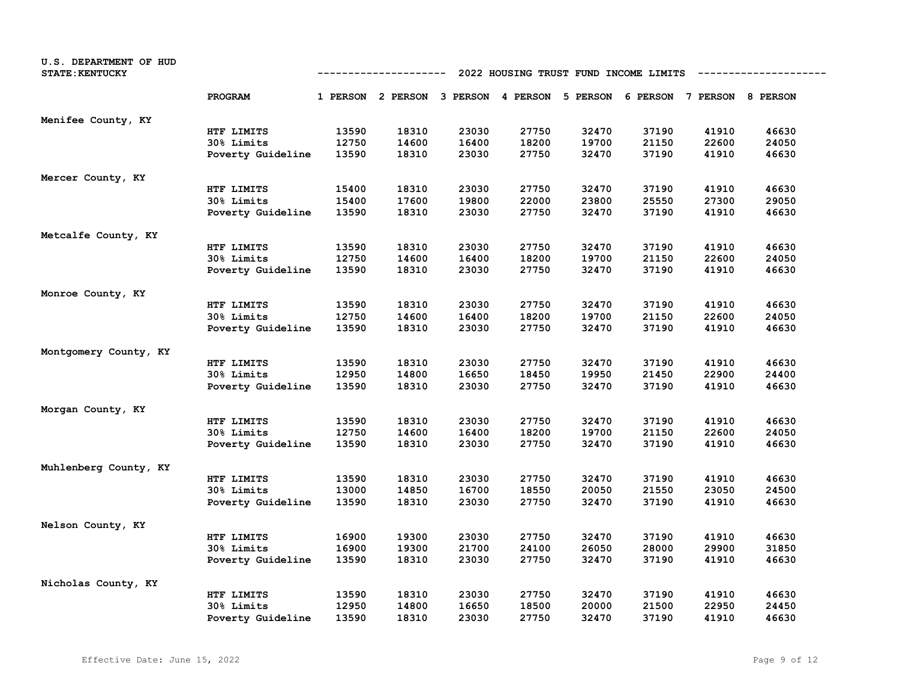U.S. DEPARTMENT OF HUD
STATE:KENTUCKY

## 2022 HOUSING TRUST FUND INCOME LIMITS

| | PROGRAM | 1 PERSON | 2 PERSON | 3 PERSON | 4 PERSON | 5 PERSON | 6 PERSON | 7 PERSON | 8 PERSON |
|---|---|---|---|---|---|---|---|---|---|
| Menifee County, KY | | | | | | | | | |
| | HTF LIMITS | 13590 | 18310 | 23030 | 27750 | 32470 | 37190 | 41910 | 46630 |
| | 30% Limits | 12750 | 14600 | 16400 | 18200 | 19700 | 21150 | 22600 | 24050 |
| | Poverty Guideline | 13590 | 18310 | 23030 | 27750 | 32470 | 37190 | 41910 | 46630 |
| Mercer County, KY | | | | | | | | | |
| | HTF LIMITS | 15400 | 18310 | 23030 | 27750 | 32470 | 37190 | 41910 | 46630 |
| | 30% Limits | 15400 | 17600 | 19800 | 22000 | 23800 | 25550 | 27300 | 29050 |
| | Poverty Guideline | 13590 | 18310 | 23030 | 27750 | 32470 | 37190 | 41910 | 46630 |
| Metcalfe County, KY | | | | | | | | | |
| | HTF LIMITS | 13590 | 18310 | 23030 | 27750 | 32470 | 37190 | 41910 | 46630 |
| | 30% Limits | 12750 | 14600 | 16400 | 18200 | 19700 | 21150 | 22600 | 24050 |
| | Poverty Guideline | 13590 | 18310 | 23030 | 27750 | 32470 | 37190 | 41910 | 46630 |
| Monroe County, KY | | | | | | | | | |
| | HTF LIMITS | 13590 | 18310 | 23030 | 27750 | 32470 | 37190 | 41910 | 46630 |
| | 30% Limits | 12750 | 14600 | 16400 | 18200 | 19700 | 21150 | 22600 | 24050 |
| | Poverty Guideline | 13590 | 18310 | 23030 | 27750 | 32470 | 37190 | 41910 | 46630 |
| Montgomery County, KY | | | | | | | | | |
| | HTF LIMITS | 13590 | 18310 | 23030 | 27750 | 32470 | 37190 | 41910 | 46630 |
| | 30% Limits | 12950 | 14800 | 16650 | 18450 | 19950 | 21450 | 22900 | 24400 |
| | Poverty Guideline | 13590 | 18310 | 23030 | 27750 | 32470 | 37190 | 41910 | 46630 |
| Morgan County, KY | | | | | | | | | |
| | HTF LIMITS | 13590 | 18310 | 23030 | 27750 | 32470 | 37190 | 41910 | 46630 |
| | 30% Limits | 12750 | 14600 | 16400 | 18200 | 19700 | 21150 | 22600 | 24050 |
| | Poverty Guideline | 13590 | 18310 | 23030 | 27750 | 32470 | 37190 | 41910 | 46630 |
| Muhlenberg County, KY | | | | | | | | | |
| | HTF LIMITS | 13590 | 18310 | 23030 | 27750 | 32470 | 37190 | 41910 | 46630 |
| | 30% Limits | 13000 | 14850 | 16700 | 18550 | 20050 | 21550 | 23050 | 24500 |
| | Poverty Guideline | 13590 | 18310 | 23030 | 27750 | 32470 | 37190 | 41910 | 46630 |
| Nelson County, KY | | | | | | | | | |
| | HTF LIMITS | 16900 | 19300 | 23030 | 27750 | 32470 | 37190 | 41910 | 46630 |
| | 30% Limits | 16900 | 19300 | 21700 | 24100 | 26050 | 28000 | 29900 | 31850 |
| | Poverty Guideline | 13590 | 18310 | 23030 | 27750 | 32470 | 37190 | 41910 | 46630 |
| Nicholas County, KY | | | | | | | | | |
| | HTF LIMITS | 13590 | 18310 | 23030 | 27750 | 32470 | 37190 | 41910 | 46630 |
| | 30% Limits | 12950 | 14800 | 16650 | 18500 | 20000 | 21500 | 22950 | 24450 |
| | Poverty Guideline | 13590 | 18310 | 23030 | 27750 | 32470 | 37190 | 41910 | 46630 |

Effective Date: June 15, 2022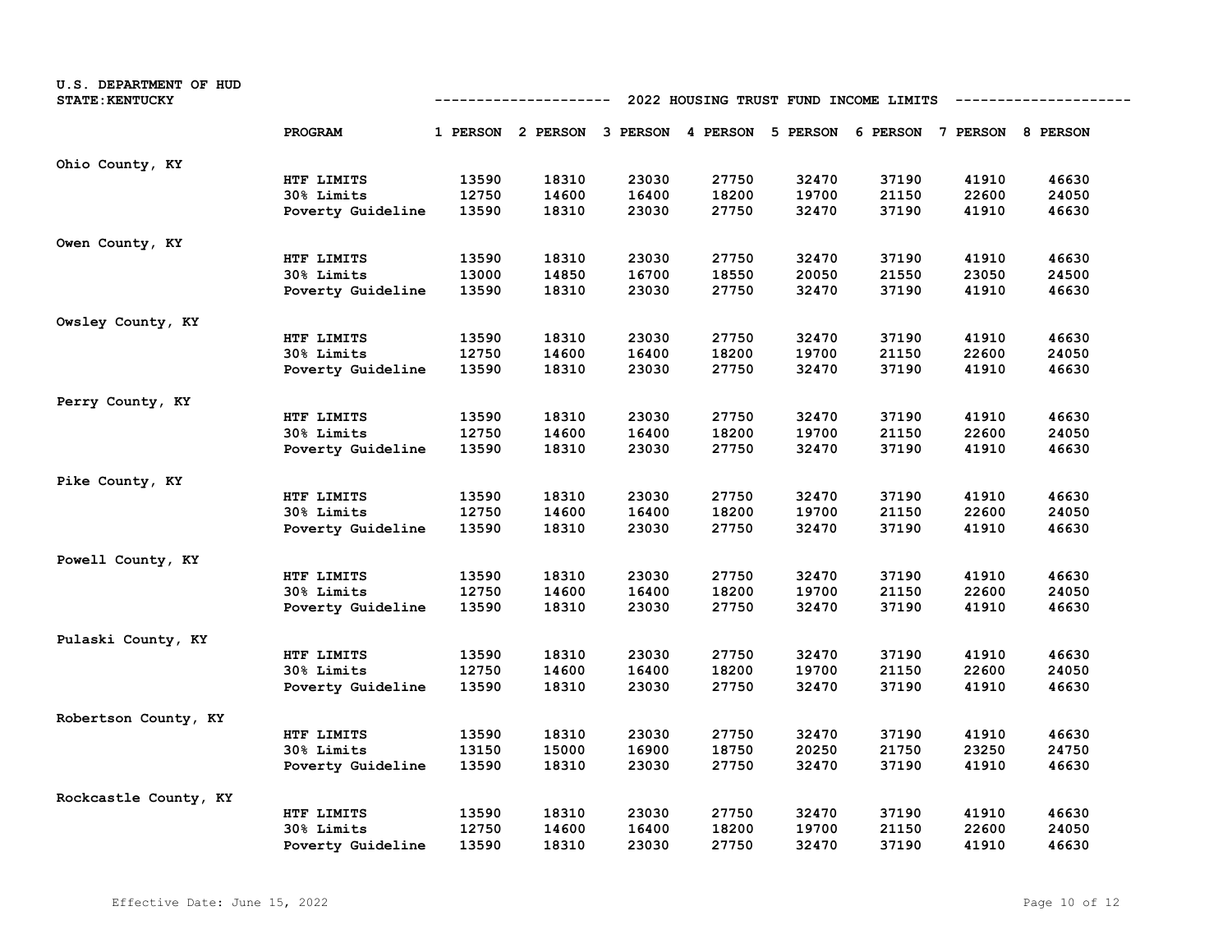U.S. DEPARTMENT OF HUD
STATE: KENTUCKY

## 2022 HOUSING TRUST FUND INCOME LIMITS

| | PROGRAM | 1 PERSON | 2 PERSON | 3 PERSON | 4 PERSON | 5 PERSON | 6 PERSON | 7 PERSON | 8 PERSON |
|---|---|---|---|---|---|---|---|---|---|
| Ohio County, KY | | | | | | | | | |
| | HTF LIMITS | 13590 | 18310 | 23030 | 27750 | 32470 | 37190 | 41910 | 46630 |
| | 30% Limits | 12750 | 14600 | 16400 | 18200 | 19700 | 21150 | 22600 | 24050 |
| | Poverty Guideline | 13590 | 18310 | 23030 | 27750 | 32470 | 37190 | 41910 | 46630 |
| Owen County, KY | | | | | | | | | |
| | HTF LIMITS | 13590 | 18310 | 23030 | 27750 | 32470 | 37190 | 41910 | 46630 |
| | 30% Limits | 13000 | 14850 | 16700 | 18550 | 20050 | 21550 | 23050 | 24500 |
| | Poverty Guideline | 13590 | 18310 | 23030 | 27750 | 32470 | 37190 | 41910 | 46630 |
| Owsley County, KY | | | | | | | | | |
| | HTF LIMITS | 13590 | 18310 | 23030 | 27750 | 32470 | 37190 | 41910 | 46630 |
| | 30% Limits | 12750 | 14600 | 16400 | 18200 | 19700 | 21150 | 22600 | 24050 |
| | Poverty Guideline | 13590 | 18310 | 23030 | 27750 | 32470 | 37190 | 41910 | 46630 |
| Perry County, KY | | | | | | | | | |
| | HTF LIMITS | 13590 | 18310 | 23030 | 27750 | 32470 | 37190 | 41910 | 46630 |
| | 30% Limits | 12750 | 14600 | 16400 | 18200 | 19700 | 21150 | 22600 | 24050 |
| | Poverty Guideline | 13590 | 18310 | 23030 | 27750 | 32470 | 37190 | 41910 | 46630 |
| Pike County, KY | | | | | | | | | |
| | HTF LIMITS | 13590 | 18310 | 23030 | 27750 | 32470 | 37190 | 41910 | 46630 |
| | 30% Limits | 12750 | 14600 | 16400 | 18200 | 19700 | 21150 | 22600 | 24050 |
| | Poverty Guideline | 13590 | 18310 | 23030 | 27750 | 32470 | 37190 | 41910 | 46630 |
| Powell County, KY | | | | | | | | | |
| | HTF LIMITS | 13590 | 18310 | 23030 | 27750 | 32470 | 37190 | 41910 | 46630 |
| | 30% Limits | 12750 | 14600 | 16400 | 18200 | 19700 | 21150 | 22600 | 24050 |
| | Poverty Guideline | 13590 | 18310 | 23030 | 27750 | 32470 | 37190 | 41910 | 46630 |
| Pulaski County, KY | | | | | | | | | |
| | HTF LIMITS | 13590 | 18310 | 23030 | 27750 | 32470 | 37190 | 41910 | 46630 |
| | 30% Limits | 12750 | 14600 | 16400 | 18200 | 19700 | 21150 | 22600 | 24050 |
| | Poverty Guideline | 13590 | 18310 | 23030 | 27750 | 32470 | 37190 | 41910 | 46630 |
| Robertson County, KY | | | | | | | | | |
| | HTF LIMITS | 13590 | 18310 | 23030 | 27750 | 32470 | 37190 | 41910 | 46630 |
| | 30% Limits | 13150 | 15000 | 16900 | 18750 | 20250 | 21750 | 23250 | 24750 |
| | Poverty Guideline | 13590 | 18310 | 23030 | 27750 | 32470 | 37190 | 41910 | 46630 |
| Rockcastle County, KY | | | | | | | | | |
| | HTF LIMITS | 13590 | 18310 | 23030 | 27750 | 32470 | 37190 | 41910 | 46630 |
| | 30% Limits | 12750 | 14600 | 16400 | 18200 | 19700 | 21150 | 22600 | 24050 |
| | Poverty Guideline | 13590 | 18310 | 23030 | 27750 | 32470 | 37190 | 41910 | 46630 |

Effective Date: June 15, 2022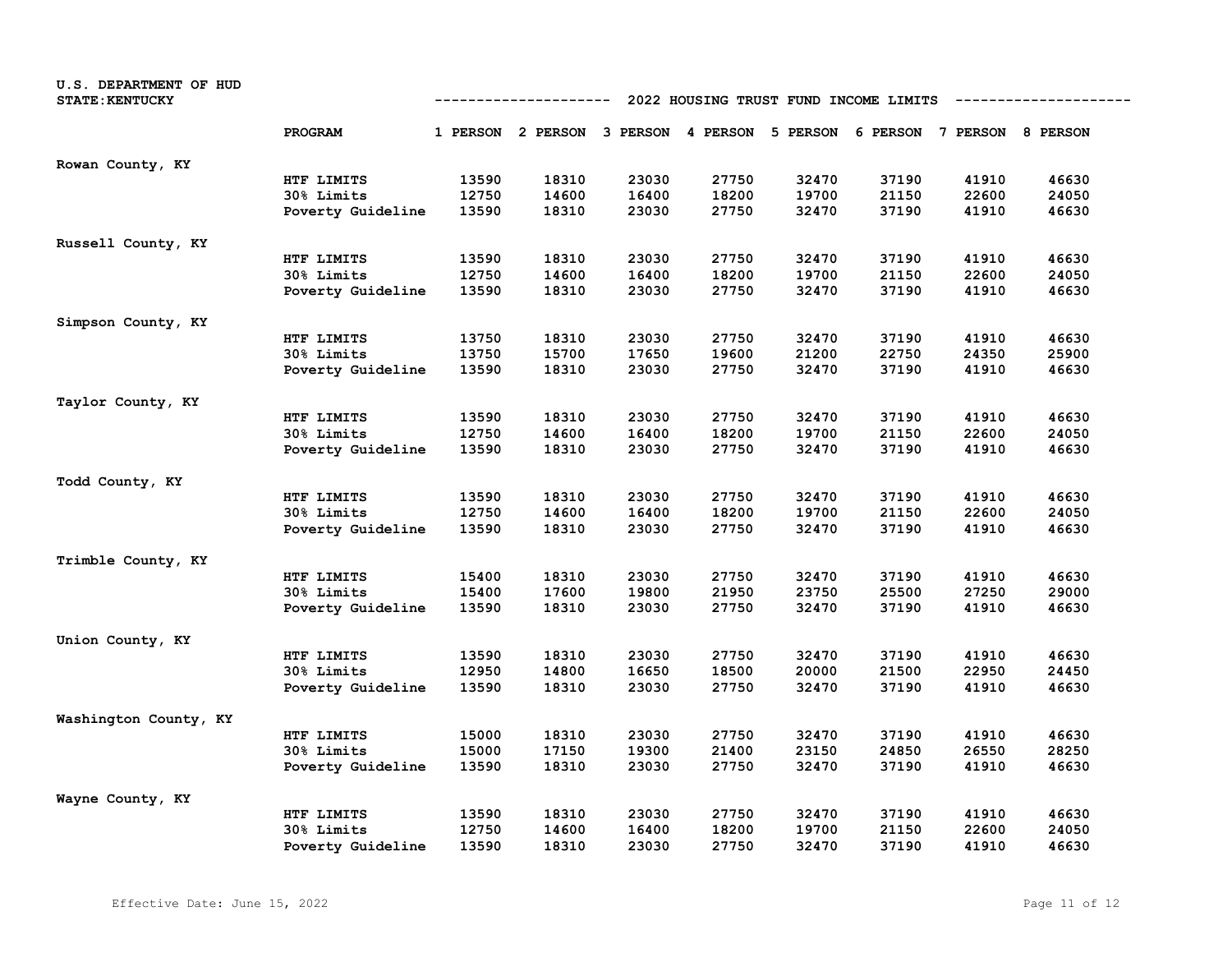U.S. DEPARTMENT OF HUD
STATE: KENTUCKY

## 2022 HOUSING TRUST FUND INCOME LIMITS

| | PROGRAM | 1 PERSON | 2 PERSON | 3 PERSON | 4 PERSON | 5 PERSON | 6 PERSON | 7 PERSON | 8 PERSON |
|---|---|---|---|---|---|---|---|---|---|
| Rowan County, KY | | | | | | | | | |
| | HTF LIMITS | 13590 | 18310 | 23030 | 27750 | 32470 | 37190 | 41910 | 46630 |
| | 30% Limits | 12750 | 14600 | 16400 | 18200 | 19700 | 21150 | 22600 | 24050 |
| | Poverty Guideline | 13590 | 18310 | 23030 | 27750 | 32470 | 37190 | 41910 | 46630 |
| Russell County, KY | | | | | | | | | |
| | HTF LIMITS | 13590 | 18310 | 23030 | 27750 | 32470 | 37190 | 41910 | 46630 |
| | 30% Limits | 12750 | 14600 | 16400 | 18200 | 19700 | 21150 | 22600 | 24050 |
| | Poverty Guideline | 13590 | 18310 | 23030 | 27750 | 32470 | 37190 | 41910 | 46630 |
| Simpson County, KY | | | | | | | | | |
| | HTF LIMITS | 13750 | 18310 | 23030 | 27750 | 32470 | 37190 | 41910 | 46630 |
| | 30% Limits | 13750 | 15700 | 17650 | 19600 | 21200 | 22750 | 24350 | 25900 |
| | Poverty Guideline | 13590 | 18310 | 23030 | 27750 | 32470 | 37190 | 41910 | 46630 |
| Taylor County, KY | | | | | | | | | |
| | HTF LIMITS | 13590 | 18310 | 23030 | 27750 | 32470 | 37190 | 41910 | 46630 |
| | 30% Limits | 12750 | 14600 | 16400 | 18200 | 19700 | 21150 | 22600 | 24050 |
| | Poverty Guideline | 13590 | 18310 | 23030 | 27750 | 32470 | 37190 | 41910 | 46630 |
| Todd County, KY | | | | | | | | | |
| | HTF LIMITS | 13590 | 18310 | 23030 | 27750 | 32470 | 37190 | 41910 | 46630 |
| | 30% Limits | 12750 | 14600 | 16400 | 18200 | 19700 | 21150 | 22600 | 24050 |
| | Poverty Guideline | 13590 | 18310 | 23030 | 27750 | 32470 | 37190 | 41910 | 46630 |
| Trimble County, KY | | | | | | | | | |
| | HTF LIMITS | 15400 | 18310 | 23030 | 27750 | 32470 | 37190 | 41910 | 46630 |
| | 30% Limits | 15400 | 17600 | 19800 | 21950 | 23750 | 25500 | 27250 | 29000 |
| | Poverty Guideline | 13590 | 18310 | 23030 | 27750 | 32470 | 37190 | 41910 | 46630 |
| Union County, KY | | | | | | | | | |
| | HTF LIMITS | 13590 | 18310 | 23030 | 27750 | 32470 | 37190 | 41910 | 46630 |
| | 30% Limits | 12950 | 14800 | 16650 | 18500 | 20000 | 21500 | 22950 | 24450 |
| | Poverty Guideline | 13590 | 18310 | 23030 | 27750 | 32470 | 37190 | 41910 | 46630 |
| Washington County, KY | | | | | | | | | |
| | HTF LIMITS | 15000 | 18310 | 23030 | 27750 | 32470 | 37190 | 41910 | 46630 |
| | 30% Limits | 15000 | 17150 | 19300 | 21400 | 23150 | 24850 | 26550 | 28250 |
| | Poverty Guideline | 13590 | 18310 | 23030 | 27750 | 32470 | 37190 | 41910 | 46630 |
| Wayne County, KY | | | | | | | | | |
| | HTF LIMITS | 13590 | 18310 | 23030 | 27750 | 32470 | 37190 | 41910 | 46630 |
| | 30% Limits | 12750 | 14600 | 16400 | 18200 | 19700 | 21150 | 22600 | 24050 |
| | Poverty Guideline | 13590 | 18310 | 23030 | 27750 | 32470 | 37190 | 41910 | 46630 |

Effective Date: June 15, 2022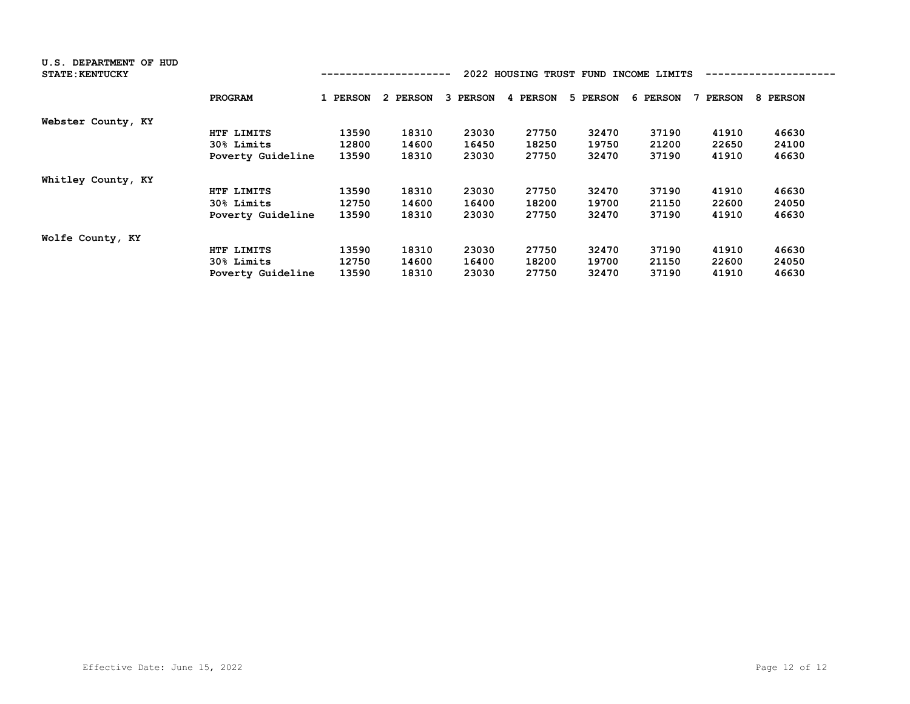U.S. DEPARTMENT OF HUD
STATE: KENTUCKY

## 2022 HOUSING TRUST FUND INCOME LIMITS

| | PROGRAM | 1 PERSON | 2 PERSON | 3 PERSON | 4 PERSON | 5 PERSON | 6 PERSON | 7 PERSON | 8 PERSON |
|---|---|---|---|---|---|---|---|---|---|
| Webster County, KY | | | | | | | | | |
| | HTF LIMITS | 13590 | 18310 | 23030 | 27750 | 32470 | 37190 | 41910 | 46630 |
| | 30% Limits | 12800 | 14600 | 16450 | 18250 | 19750 | 21200 | 22650 | 24100 |
| | Poverty Guideline | 13590 | 18310 | 23030 | 27750 | 32470 | 37190 | 41910 | 46630 |
| Whitley County, KY | | | | | | | | | |
| | HTF LIMITS | 13590 | 18310 | 23030 | 27750 | 32470 | 37190 | 41910 | 46630 |
| | 30% Limits | 12750 | 14600 | 16400 | 18200 | 19700 | 21150 | 22600 | 24050 |
| | Poverty Guideline | 13590 | 18310 | 23030 | 27750 | 32470 | 37190 | 41910 | 46630 |
| Wolfe County, KY | | | | | | | | | |
| | HTF LIMITS | 13590 | 18310 | 23030 | 27750 | 32470 | 37190 | 41910 | 46630 |
| | 30% Limits | 12750 | 14600 | 16400 | 18200 | 19700 | 21150 | 22600 | 24050 |
| | Poverty Guideline | 13590 | 18310 | 23030 | 27750 | 32470 | 37190 | 41910 | 46630 |

Effective Date: June 15, 2022